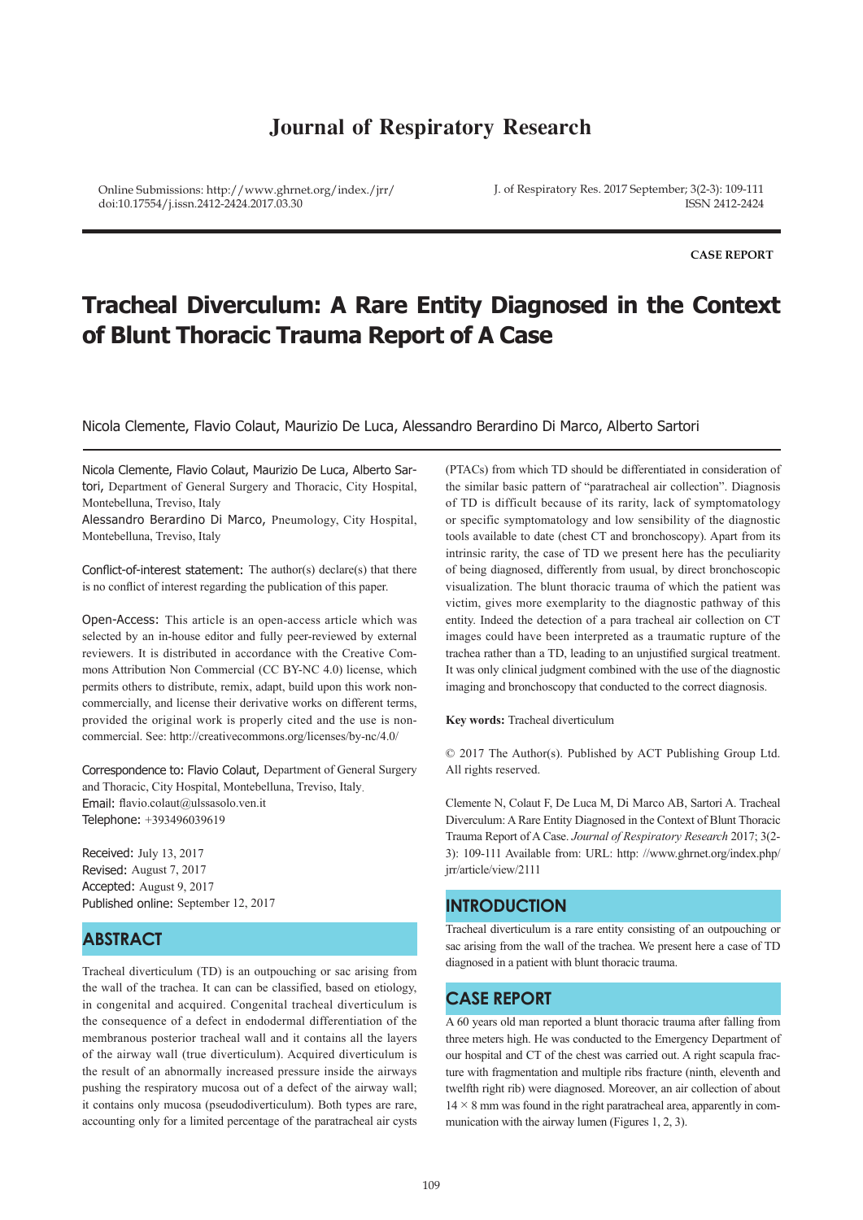# Journal of Respiratory Research

Online Submissions: http://www.ghrnet.org/index./jrr/
doi:10.17554/j.issn.2412-2424.2017.03.30

J. of Respiratory Res. 2017 September; 3(2-3): 109-111
ISSN 2412-2424

**CASE REPORT**

# Tracheal Diverculum: A Rare Entity Diagnosed in the Context of Blunt Thoracic Trauma Report of A Case

Nicola Clemente, Flavio Colaut, Maurizio De Luca, Alessandro Berardino Di Marco, Alberto Sartori

Nicola Clemente, Flavio Colaut, Maurizio De Luca, Alberto Sartori, Department of General Surgery and Thoracic, City Hospital, Montebelluna, Treviso, Italy

Alessandro Berardino Di Marco, Pneumology, City Hospital, Montebelluna, Treviso, Italy

Conflict-of-interest statement: The author(s) declare(s) that there is no conflict of interest regarding the publication of this paper.

Open-Access: This article is an open-access article which was selected by an in-house editor and fully peer-reviewed by external reviewers. It is distributed in accordance with the Creative Commons Attribution Non Commercial (CC BY-NC 4.0) license, which permits others to distribute, remix, adapt, build upon this work non-commercially, and license their derivative works on different terms, provided the original work is properly cited and the use is non-commercial. See: http://creativecommons.org/licenses/by-nc/4.0/

Correspondence to: Flavio Colaut, Department of General Surgery and Thoracic, City Hospital, Montebelluna, Treviso, Italy.
Email: flavio.colaut@ulssasolo.ven.it
Telephone: +393496039619

Received: July 13, 2017
Revised: August 7, 2017
Accepted: August 9, 2017
Published online: September 12, 2017

## ABSTRACT

Tracheal diverticulum (TD) is an outpouching or sac arising from the wall of the trachea. It can can be classified, based on etiology, in congenital and acquired. Congenital tracheal diverticulum is the consequence of a defect in endodermal differentiation of the membranous posterior tracheal wall and it contains all the layers of the airway wall (true diverticulum). Acquired diverticulum is the result of an abnormally increased pressure inside the airways pushing the respiratory mucosa out of a defect of the airway wall; it contains only mucosa (pseudodiverticulum). Both types are rare, accounting only for a limited percentage of the paratracheal air cysts (PTACs) from which TD should be differentiated in consideration of the similar basic pattern of "paratracheal air collection". Diagnosis of TD is difficult because of its rarity, lack of symptomatology or specific symptomatology and low sensibility of the diagnostic tools available to date (chest CT and bronchoscopy). Apart from its intrinsic rarity, the case of TD we present here has the peculiarity of being diagnosed, differently from usual, by direct bronchoscopic visualization. The blunt thoracic trauma of which the patient was victim, gives more exemplarity to the diagnostic pathway of this entity. Indeed the detection of a para tracheal air collection on CT images could have been interpreted as a traumatic rupture of the trachea rather than a TD, leading to an unjustified surgical treatment. It was only clinical judgment combined with the use of the diagnostic imaging and bronchoscopy that conducted to the correct diagnosis.

**Key words:** Tracheal diverticulum

© 2017 The Author(s). Published by ACT Publishing Group Ltd. All rights reserved.

Clemente N, Colaut F, De Luca M, Di Marco AB, Sartori A. Tracheal Diverculum: A Rare Entity Diagnosed in the Context of Blunt Thoracic Trauma Report of A Case. *Journal of Respiratory Research* 2017; 3(2-3): 109-111 Available from: URL: http: //www.ghrnet.org/index.php/jrr/article/view/2111

## INTRODUCTION

Tracheal diverticulum is a rare entity consisting of an outpouching or sac arising from the wall of the trachea. We present here a case of TD diagnosed in a patient with blunt thoracic trauma.

## CASE REPORT

A 60 years old man reported a blunt thoracic trauma after falling from three meters high. He was conducted to the Emergency Department of our hospital and CT of the chest was carried out. A right scapula fracture with fragmentation and multiple ribs fracture (ninth, eleventh and twelfth right rib) were diagnosed. Moreover, an air collection of about 14 × 8 mm was found in the right paratracheal area, apparently in communication with the airway lumen (Figures 1, 2, 3).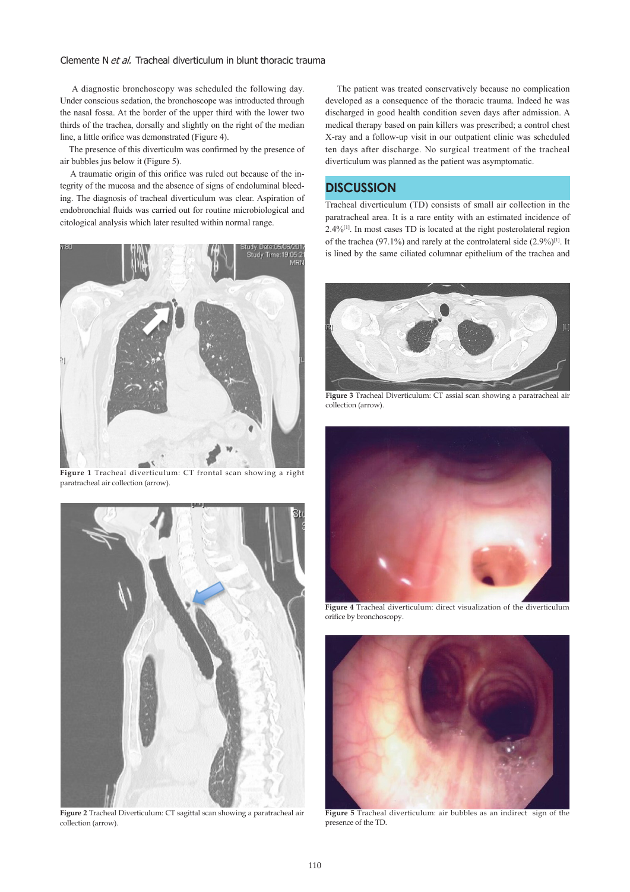A diagnostic bronchoscopy was scheduled the following day. Under conscious sedation, the bronchoscope was introducted through the nasal fossa. At the border of the upper third with the lower two thirds of the trachea, dorsally and slightly on the right of the median line, a little orifice was demonstrated (Figure 4).

The presence of this diverticulm was confirmed by the presence of air bubbles jus below it (Figure 5).

A traumatic origin of this orifice was ruled out because of the integrity of the mucosa and the absence of signs of endoluminal bleeding. The diagnosis of tracheal diverticulum was clear. Aspiration of endobronchial fluids was carried out for routine microbiological and citological analysis which later resulted within normal range.

**Figure 1** Tracheal diverticulum: CT frontal scan showing a right paratracheal air collection (arrow).

**Figure 2** Tracheal Diverticulum: CT sagittal scan showing a paratracheal air collection (arrow).

The patient was treated conservatively because no complication developed as a consequence of the thoracic trauma. Indeed he was discharged in good health condition seven days after admission. A medical therapy based on pain killers was prescribed; a control chest X-ray and a follow-up visit in our outpatient clinic was scheduled ten days after discharge. No surgical treatment of the tracheal diverticulum was planned as the patient was asymptomatic.

## DISCUSSION

Tracheal diverticulum (TD) consists of small air collection in the paratracheal area. It is a rare entity with an estimated incidence of 2.4%[1]. In most cases TD is located at the right posterolateral region of the trachea (97.1%) and rarely at the controlateral side (2.9%)[1]. It is lined by the same ciliated columnar epithelium of the trachea and

**Figure 3** Tracheal Diverticulum: CT assial scan showing a paratracheal air collection (arrow).

**Figure 4** Tracheal diverticulum: direct visualization of the diverticulum orifice by bronchoscopy.

**Figure 5** Tracheal diverticulum: air bubbles as an indirect sign of the presence of the TD.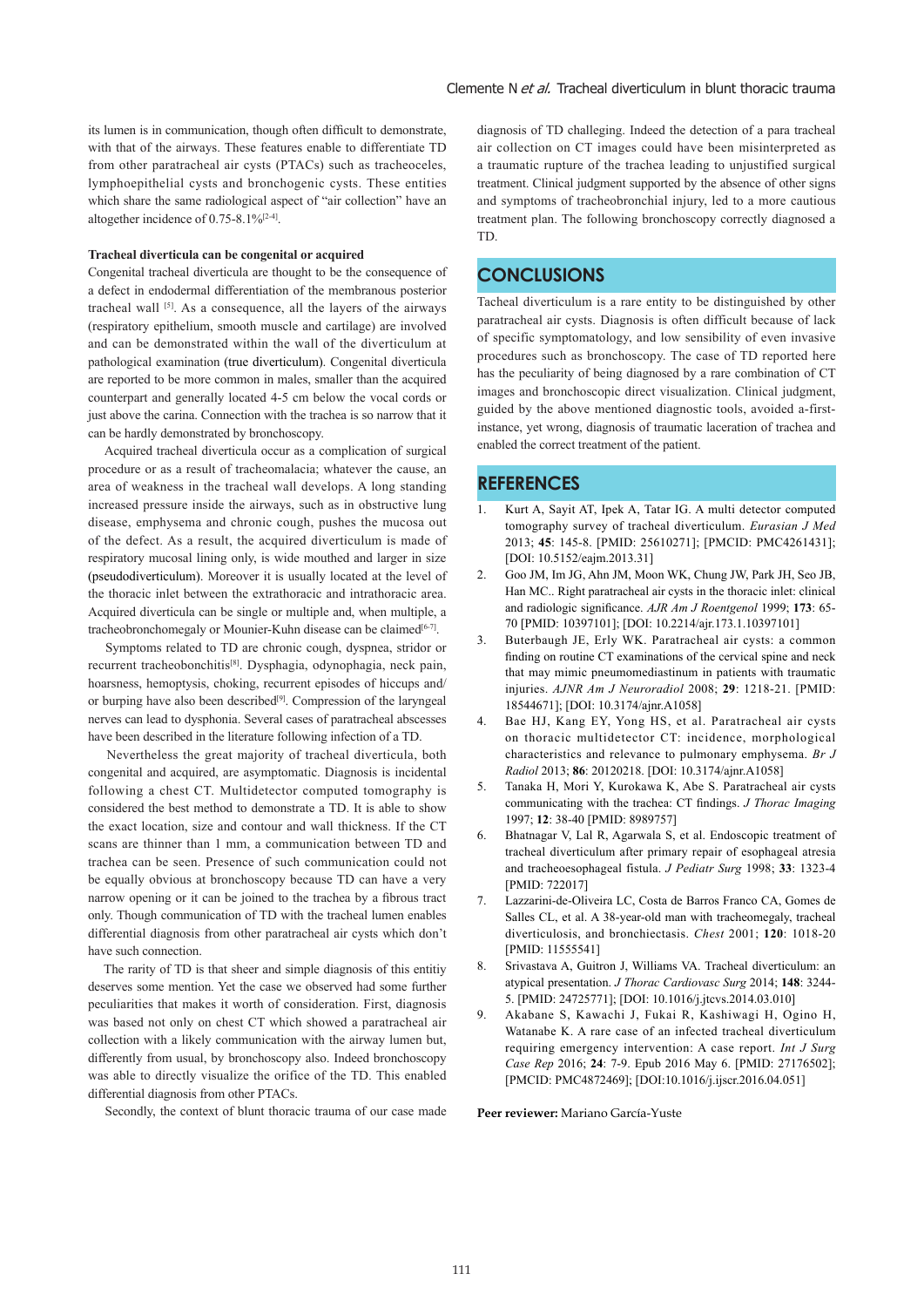its lumen is in communication, though often difficult to demonstrate, with that of the airways. These features enable to differentiate TD from other paratracheal air cysts (PTACs) such as tracheoceles, lymphoepithelial cysts and bronchogenic cysts. These entities which share the same radiological aspect of "air collection" have an altogether incidence of 0.75-8.1%[2-4].

**Tracheal diverticula can be congenital or acquired**

Congenital tracheal diverticula are thought to be the consequence of a defect in endodermal differentiation of the membranous posterior tracheal wall [5]. As a consequence, all the layers of the airways (respiratory epithelium, smooth muscle and cartilage) are involved and can be demonstrated within the wall of the diverticulum at pathological examination (true diverticulum). Congenital diverticula are reported to be more common in males, smaller than the acquired counterpart and generally located 4-5 cm below the vocal cords or just above the carina. Connection with the trachea is so narrow that it can be hardly demonstrated by bronchoscopy.

Acquired tracheal diverticula occur as a complication of surgical procedure or as a result of tracheomalacia; whatever the cause, an area of weakness in the tracheal wall develops. A long standing increased pressure inside the airways, such as in obstructive lung disease, emphysema and chronic cough, pushes the mucosa out of the defect. As a result, the acquired diverticulum is made of respiratory mucosal lining only, is wide mouthed and larger in size (pseudodiverticulum). Moreover it is usually located at the level of the thoracic inlet between the extrathoracic and intrathoracic area. Acquired diverticula can be single or multiple and, when multiple, a tracheobronchomegaly or Mounier-Kuhn disease can be claimed[6-7].

Symptoms related to TD are chronic cough, dyspnea, stridor or recurrent tracheobonchitis[8]. Dysphagia, odynophagia, neck pain, hoarsness, hemoptysis, choking, recurrent episodes of hiccups and/or burping have also been described[9]. Compression of the laryngeal nerves can lead to dysphonia. Several cases of paratracheal abscesses have been described in the literature following infection of a TD.

Nevertheless the great majority of tracheal diverticula, both congenital and acquired, are asymptomatic. Diagnosis is incidental following a chest CT. Multidetector computed tomography is considered the best method to demonstrate a TD. It is able to show the exact location, size and contour and wall thickness. If the CT scans are thinner than 1 mm, a communication between TD and trachea can be seen. Presence of such communication could not be equally obvious at bronchoscopy because TD can have a very narrow opening or it can be joined to the trachea by a fibrous tract only. Though communication of TD with the tracheal lumen enables differential diagnosis from other paratracheal air cysts which don't have such connection.

The rarity of TD is that sheer and simple diagnosis of this entitiy deserves some mention. Yet the case we observed had some further peculiarities that makes it worth of consideration. First, diagnosis was based not only on chest CT which showed a paratracheal air collection with a likely communication with the airway lumen but, differently from usual, by bronchoscopy also. Indeed bronchoscopy was able to directly visualize the orifice of the TD. This enabled differential diagnosis from other PTACs.

Secondly, the context of blunt thoracic trauma of our case made diagnosis of TD challeging. Indeed the detection of a para tracheal air collection on CT images could have been misinterpreted as a traumatic rupture of the trachea leading to unjustified surgical treatment. Clinical judgment supported by the absence of other signs and symptoms of tracheobronchial injury, led to a more cautious treatment plan. The following bronchoscopy correctly diagnosed a TD.

## CONCLUSIONS

Tacheal diverticulum is a rare entity to be distinguished by other paratracheal air cysts. Diagnosis is often difficult because of lack of specific symptomatology, and low sensibility of even invasive procedures such as bronchoscopy. The case of TD reported here has the peculiarity of being diagnosed by a rare combination of CT images and bronchoscopic direct visualization. Clinical judgment, guided by the above mentioned diagnostic tools, avoided a-first-instance, yet wrong, diagnosis of traumatic laceration of trachea and enabled the correct treatment of the patient.

## REFERENCES

1. Kurt A, Sayit AT, Ipek A, Tatar IG. A multi detector computed tomography survey of tracheal diverticulum. *Eurasian J Med* 2013; **45**: 145-8. [PMID: 25610271]; [PMCID: PMC4261431]; [DOI: 10.5152/eajm.2013.31]
2. Goo JM, Im JG, Ahn JM, Moon WK, Chung JW, Park JH, Seo JB, Han MC.. Right paratracheal air cysts in the thoracic inlet: clinical and radiologic significance. *AJR Am J Roentgenol* 1999; **173**: 65-70 [PMID: 10397101]; [DOI: 10.2214/ajr.173.1.10397101]
3. Buterbaugh JE, Erly WK. Paratracheal air cysts: a common finding on routine CT examinations of the cervical spine and neck that may mimic pneumomediastinum in patients with traumatic injuries. *AJNR Am J Neuroradiol* 2008; **29**: 1218-21. [PMID: 18544671]; [DOI: 10.3174/ajnr.A1058]
4. Bae HJ, Kang EY, Yong HS, et al. Paratracheal air cysts on thoracic multidetector CT: incidence, morphological characteristics and relevance to pulmonary emphysema. *Br J Radiol* 2013; **86**: 20120218. [DOI: 10.3174/ajnr.A1058]
5. Tanaka H, Mori Y, Kurokawa K, Abe S. Paratracheal air cysts communicating with the trachea: CT findings. *J Thorac Imaging* 1997; **12**: 38-40 [PMID: 8989757]
6. Bhatnagar V, Lal R, Agarwala S, et al. Endoscopic treatment of tracheal diverticulum after primary repair of esophageal atresia and tracheoesophageal fistula. *J Pediatr Surg* 1998; **33**: 1323-4 [PMID: 722017]
7. Lazzarini-de-Oliveira LC, Costa de Barros Franco CA, Gomes de Salles CL, et al. A 38-year-old man with tracheomegaly, tracheal diverticulosis, and bronchiectasis. *Chest* 2001; **120**: 1018-20 [PMID: 11555541]
8. Srivastava A, Guitron J, Williams VA. Tracheal diverticulum: an atypical presentation. *J Thorac Cardiovasc Surg* 2014; **148**: 3244-5. [PMID: 24725771]; [DOI: 10.1016/j.jtcvs.2014.03.010]
9. Akabane S, Kawachi J, Fukai R, Kashiwagi H, Ogino H, Watanabe K. A rare case of an infected tracheal diverticulum requiring emergency intervention: A case report. *Int J Surg Case Rep* 2016; **24**: 7-9. Epub 2016 May 6. [PMID: 27176502]; [PMCID: PMC4872469]; [DOI:10.1016/j.ijscr.2016.04.051]

**Peer reviewer:** Mariano García-Yuste